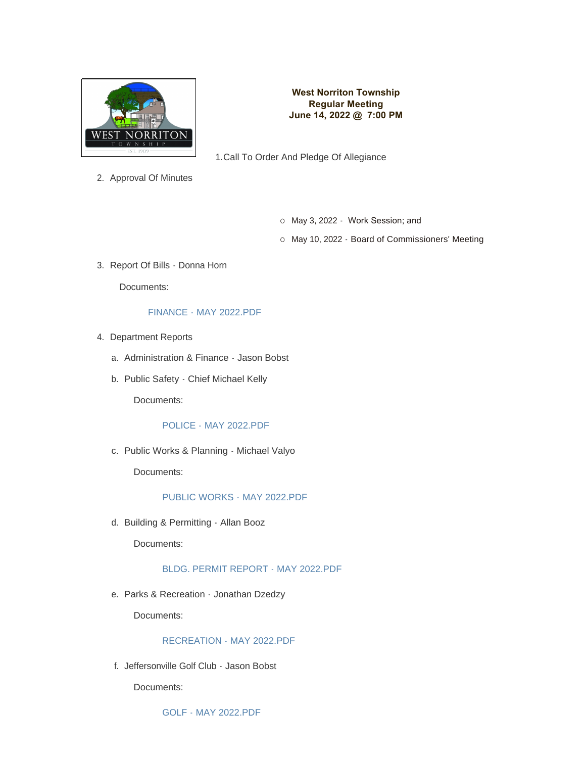**West Norriton Township**
**Regular Meeting**
**June 14, 2022 @ 7:00 PM**

1. Call To Order And Pledge Of Allegiance

2. Approval Of Minutes

    - May 3, 2022 - Work Session; and
    - May 10, 2022 - Board of Commissioners' Meeting

3. Report Of Bills - Donna Horn

    Documents:

    FINANCE - MAY 2022.PDF

4. Department Reports

    a. Administration & Finance - Jason Bobst

    b. Public Safety - Chief Michael Kelly

    Documents:

    POLICE - MAY 2022.PDF

    c. Public Works & Planning - Michael Valyo

    Documents:

    PUBLIC WORKS - MAY 2022.PDF

    d. Building & Permitting - Allan Booz

    Documents:

    BLDG. PERMIT REPORT - MAY 2022.PDF

    e. Parks & Recreation - Jonathan Dzedzy

    Documents:

    RECREATION - MAY 2022.PDF

    f. Jeffersonville Golf Club - Jason Bobst

    Documents:

    GOLF - MAY 2022.PDF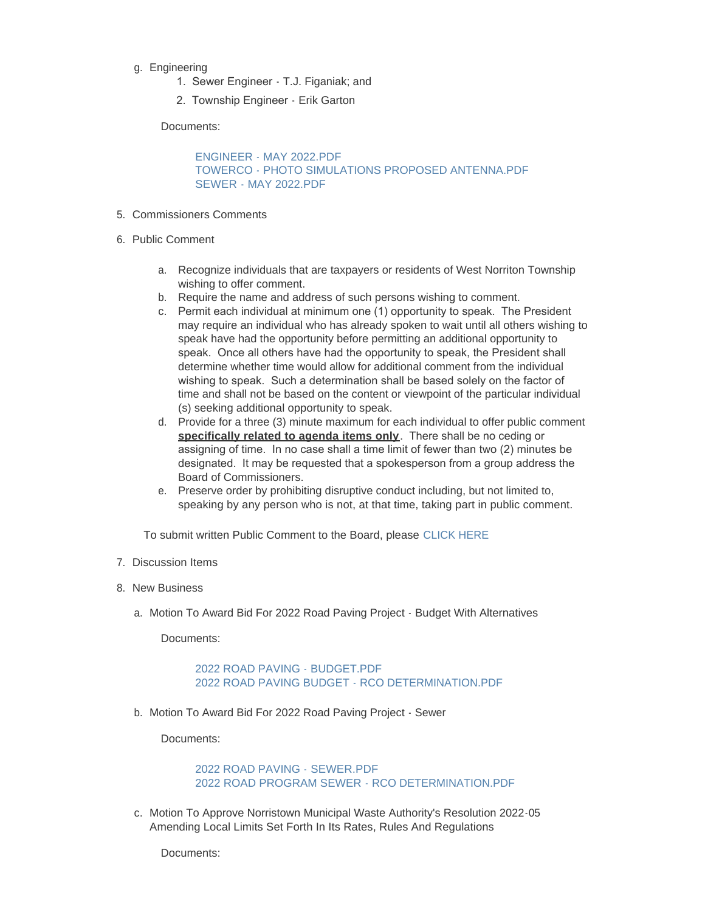g. Engineering
    1. Sewer Engineer - T.J. Figaniak; and
    2. Township Engineer - Erik Garton

    Documents:

    ENGINEER - MAY 2022.PDF
    TOWERCO - PHOTO SIMULATIONS PROPOSED ANTENNA.PDF
    SEWER - MAY 2022.PDF

5. Commissioners Comments

6. Public Comment

    a. Recognize individuals that are taxpayers or residents of West Norriton Township wishing to offer comment.
    b. Require the name and address of such persons wishing to comment.
    c. Permit each individual at minimum one (1) opportunity to speak. The President may require an individual who has already spoken to wait until all others wishing to speak have had the opportunity before permitting an additional opportunity to speak. Once all others have had the opportunity to speak, the President shall determine whether time would allow for additional comment from the individual wishing to speak. Such a determination shall be based solely on the factor of time and shall not be based on the content or viewpoint of the particular individual (s) seeking additional opportunity to speak.
    d. Provide for a three (3) minute maximum for each individual to offer public comment **specifically related to agenda items only**. There shall be no ceding or assigning of time. In no case shall a time limit of fewer than two (2) minutes be designated. It may be requested that a spokesperson from a group address the Board of Commissioners.
    e. Preserve order by prohibiting disruptive conduct including, but not limited to, speaking by any person who is not, at that time, taking part in public comment.

    To submit written Public Comment to the Board, please CLICK HERE

7. Discussion Items

8. New Business

    a. Motion To Award Bid For 2022 Road Paving Project - Budget With Alternatives

        Documents:

        2022 ROAD PAVING - BUDGET.PDF
        2022 ROAD PAVING BUDGET - RCO DETERMINATION.PDF

    b. Motion To Award Bid For 2022 Road Paving Project - Sewer

        Documents:

        2022 ROAD PAVING - SEWER.PDF
        2022 ROAD PROGRAM SEWER - RCO DETERMINATION.PDF

    c. Motion To Approve Norristown Municipal Waste Authority's Resolution 2022-05 Amending Local Limits Set Forth In Its Rates, Rules And Regulations

        Documents: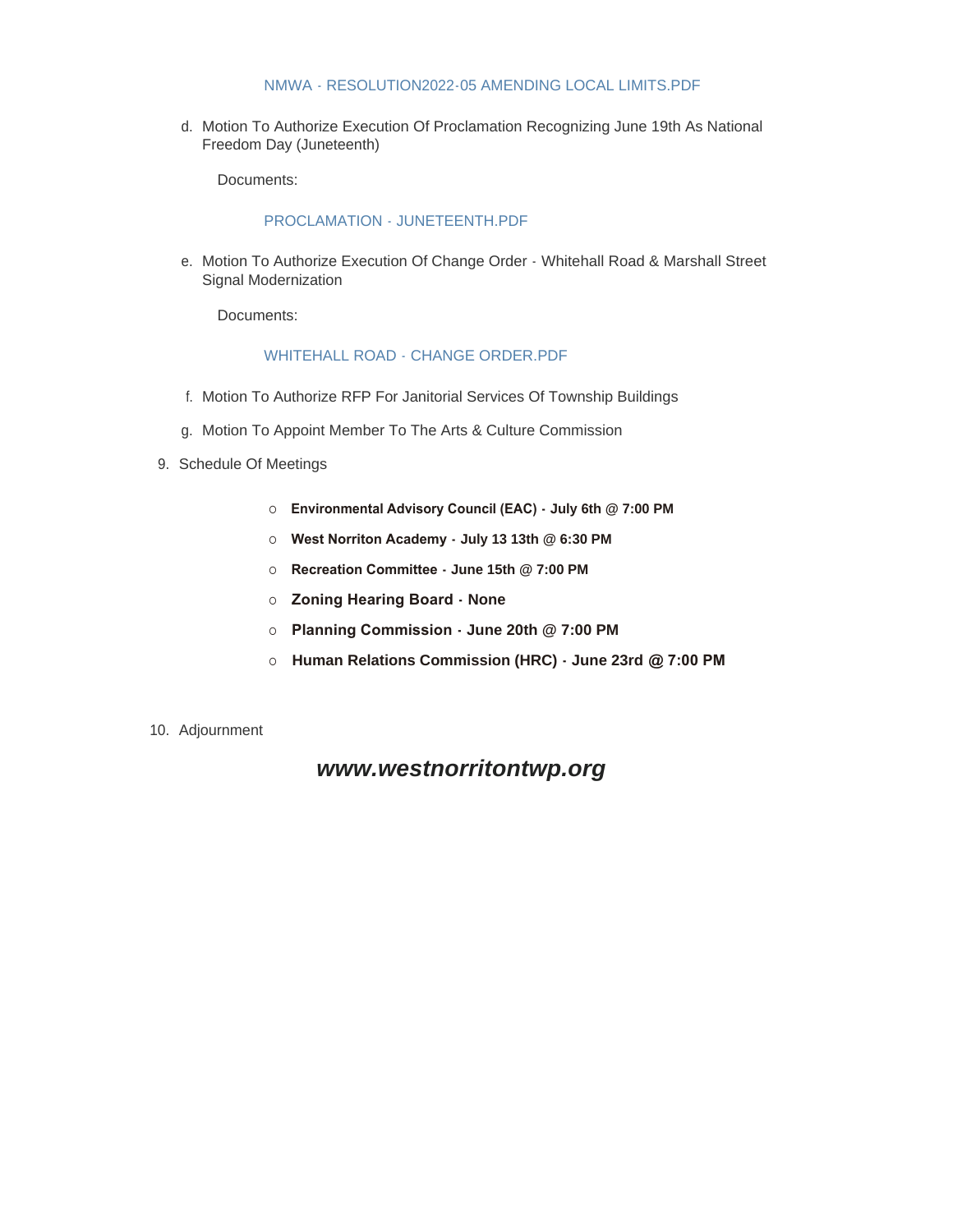NMWA - RESOLUTION2022-05 AMENDING LOCAL LIMITS.PDF

d. Motion To Authorize Execution Of Proclamation Recognizing June 19th As National Freedom Day (Juneteenth)

   Documents:

   PROCLAMATION - JUNETEENTH.PDF

e. Motion To Authorize Execution Of Change Order - Whitehall Road & Marshall Street Signal Modernization

   Documents:

   WHITEHALL ROAD - CHANGE ORDER.PDF

f. Motion To Authorize RFP For Janitorial Services Of Township Buildings

g. Motion To Appoint Member To The Arts & Culture Commission

9. Schedule Of Meetings

   - **Environmental Advisory Council (EAC) - July 6th @ 7:00 PM**
   - **West Norriton Academy - July 13 13th @ 6:30 PM**
   - **Recreation Committee - June 15th @ 7:00 PM**
   - **Zoning Hearing Board - None**
   - **Planning Commission - June 20th @ 7:00 PM**
   - **Human Relations Commission (HRC) - June 23rd @ 7:00 PM**

10. Adjournment

***www.westnorritontwp.org***